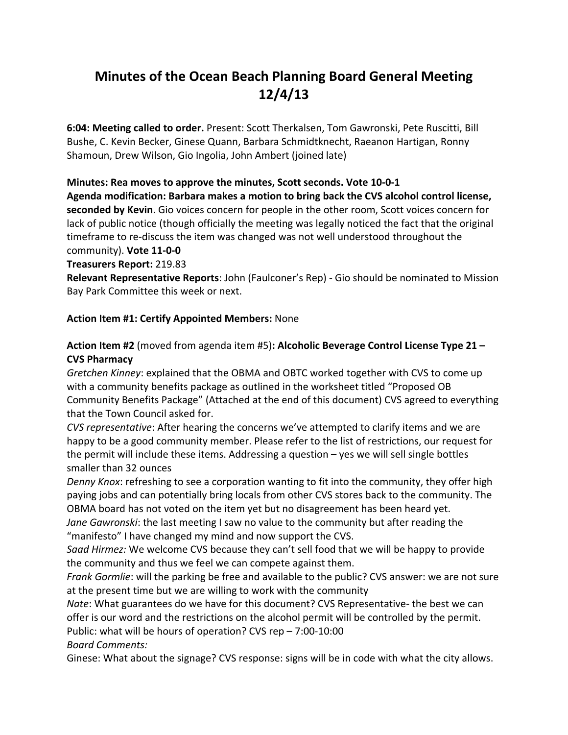# Minutes of the Ocean Beach Planning Board General Meeting 12/4/13

**6:04: Meeting called to order.** Present: Scott Therkalsen, Tom Gawronski, Pete Ruscitti, Bill Bushe, C. Kevin Becker, Ginese Quann, Barbara Schmidtknecht, Raeanon Hartigan, Ronny Shamoun, Drew Wilson, Gio Ingolia, John Ambert (joined late)

**Minutes: Rea moves to approve the minutes, Scott seconds. Vote 10-0-1**

**Agenda modification: Barbara makes a motion to bring back the CVS alcohol control license, seconded by Kevin**. Gio voices concern for people in the other room, Scott voices concern for lack of public notice (though officially the meeting was legally noticed the fact that the original timeframe to re-discuss the item was changed was not well understood throughout the community). **Vote 11-0-0**

**Treasurers Report:** 219.83

**Relevant Representative Reports**: John (Faulconer's Rep) - Gio should be nominated to Mission Bay Park Committee this week or next.

**Action Item #1: Certify Appointed Members:** None

**Action Item #2** (moved from agenda item #5)**: Alcoholic Beverage Control License Type 21 – CVS Pharmacy**

*Gretchen Kinney*: explained that the OBMA and OBTC worked together with CVS to come up with a community benefits package as outlined in the worksheet titled "Proposed OB Community Benefits Package" (Attached at the end of this document) CVS agreed to everything that the Town Council asked for.

*CVS representative*: After hearing the concerns we've attempted to clarify items and we are happy to be a good community member. Please refer to the list of restrictions, our request for the permit will include these items. Addressing a question – yes we will sell single bottles smaller than 32 ounces

*Denny Knox*: refreshing to see a corporation wanting to fit into the community, they offer high paying jobs and can potentially bring locals from other CVS stores back to the community. The OBMA board has not voted on the item yet but no disagreement has been heard yet.

*Jane Gawronski*: the last meeting I saw no value to the community but after reading the "manifesto" I have changed my mind and now support the CVS.

*Saad Hirmez:* We welcome CVS because they can't sell food that we will be happy to provide the community and thus we feel we can compete against them.

*Frank Gormlie*: will the parking be free and available to the public? CVS answer: we are not sure at the present time but we are willing to work with the community

*Nate*: What guarantees do we have for this document? CVS Representative- the best we can offer is our word and the restrictions on the alcohol permit will be controlled by the permit.

Public: what will be hours of operation? CVS rep – 7:00-10:00

*Board Comments:*

Ginese: What about the signage? CVS response: signs will be in code with what the city allows.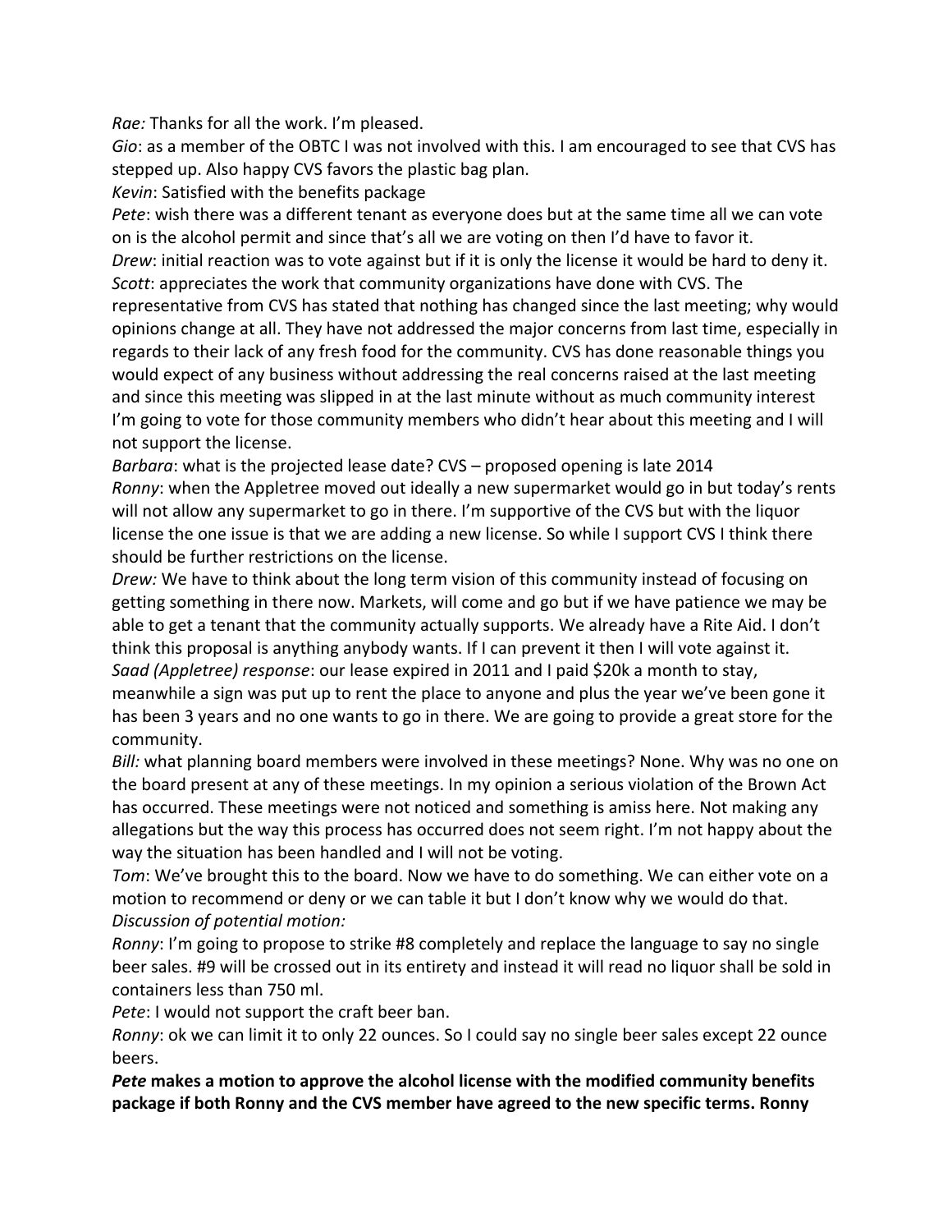*Rae:* Thanks for all the work. I'm pleased.

*Gio*: as a member of the OBTC I was not involved with this. I am encouraged to see that CVS has stepped up. Also happy CVS favors the plastic bag plan.

*Kevin*: Satisfied with the benefits package

*Pete*: wish there was a different tenant as everyone does but at the same time all we can vote on is the alcohol permit and since that's all we are voting on then I'd have to favor it.

*Drew*: initial reaction was to vote against but if it is only the license it would be hard to deny it.

*Scott*: appreciates the work that community organizations have done with CVS. The representative from CVS has stated that nothing has changed since the last meeting; why would opinions change at all. They have not addressed the major concerns from last time, especially in regards to their lack of any fresh food for the community. CVS has done reasonable things you would expect of any business without addressing the real concerns raised at the last meeting and since this meeting was slipped in at the last minute without as much community interest I'm going to vote for those community members who didn't hear about this meeting and I will not support the license.

*Barbara*: what is the projected lease date? CVS – proposed opening is late 2014

*Ronny*: when the Appletree moved out ideally a new supermarket would go in but today's rents will not allow any supermarket to go in there. I'm supportive of the CVS but with the liquor license the one issue is that we are adding a new license. So while I support CVS I think there should be further restrictions on the license.

*Drew:* We have to think about the long term vision of this community instead of focusing on getting something in there now. Markets, will come and go but if we have patience we may be able to get a tenant that the community actually supports. We already have a Rite Aid. I don't think this proposal is anything anybody wants. If I can prevent it then I will vote against it.

*Saad (Appletree) response*: our lease expired in 2011 and I paid $20k a month to stay, meanwhile a sign was put up to rent the place to anyone and plus the year we've been gone it has been 3 years and no one wants to go in there. We are going to provide a great store for the community.

*Bill:* what planning board members were involved in these meetings? None. Why was no one on the board present at any of these meetings. In my opinion a serious violation of the Brown Act has occurred. These meetings were not noticed and something is amiss here. Not making any allegations but the way this process has occurred does not seem right. I'm not happy about the way the situation has been handled and I will not be voting.

*Tom*: We've brought this to the board. Now we have to do something. We can either vote on a motion to recommend or deny or we can table it but I don't know why we would do that.

*Discussion of potential motion:*

*Ronny*: I'm going to propose to strike #8 completely and replace the language to say no single beer sales. #9 will be crossed out in its entirety and instead it will read no liquor shall be sold in containers less than 750 ml.

*Pete*: I would not support the craft beer ban.

*Ronny*: ok we can limit it to only 22 ounces. So I could say no single beer sales except 22 ounce beers.

***Pete* makes a motion to approve the alcohol license with the modified community benefits package if both Ronny and the CVS member have agreed to the new specific terms. Ronny**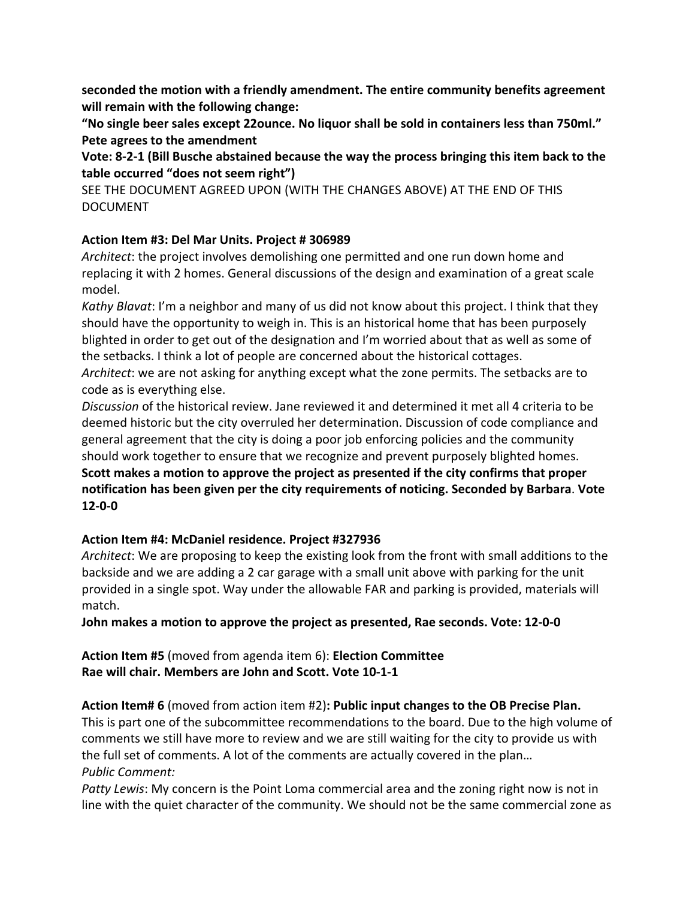**seconded the motion with a friendly amendment. The entire community benefits agreement will remain with the following change:**

**"No single beer sales except 22ounce. No liquor shall be sold in containers less than 750ml." Pete agrees to the amendment**

**Vote: 8-2-1 (Bill Busche abstained because the way the process bringing this item back to the table occurred "does not seem right")**

SEE THE DOCUMENT AGREED UPON (WITH THE CHANGES ABOVE) AT THE END OF THIS DOCUMENT

**Action Item #3: Del Mar Units. Project # 306989**

*Architect*: the project involves demolishing one permitted and one run down home and replacing it with 2 homes. General discussions of the design and examination of a great scale model.

*Kathy Blavat*: I'm a neighbor and many of us did not know about this project. I think that they should have the opportunity to weigh in. This is an historical home that has been purposely blighted in order to get out of the designation and I'm worried about that as well as some of the setbacks. I think a lot of people are concerned about the historical cottages.

*Architect*: we are not asking for anything except what the zone permits. The setbacks are to code as is everything else.

*Discussion* of the historical review. Jane reviewed it and determined it met all 4 criteria to be deemed historic but the city overruled her determination. Discussion of code compliance and general agreement that the city is doing a poor job enforcing policies and the community should work together to ensure that we recognize and prevent purposely blighted homes.

**Scott makes a motion to approve the project as presented if the city confirms that proper notification has been given per the city requirements of noticing. Seconded by Barbara**. **Vote 12-0-0**

**Action Item #4: McDaniel residence. Project #327936**

*Architect*: We are proposing to keep the existing look from the front with small additions to the backside and we are adding a 2 car garage with a small unit above with parking for the unit provided in a single spot. Way under the allowable FAR and parking is provided, materials will match.

**John makes a motion to approve the project as presented, Rae seconds. Vote: 12-0-0**

**Action Item #5** (moved from agenda item 6): **Election Committee**

**Rae will chair. Members are John and Scott. Vote 10-1-1**

**Action Item# 6** (moved from action item #2)**: Public input changes to the OB Precise Plan.**

This is part one of the subcommittee recommendations to the board. Due to the high volume of comments we still have more to review and we are still waiting for the city to provide us with the full set of comments. A lot of the comments are actually covered in the plan…

*Public Comment:*

*Patty Lewis*: My concern is the Point Loma commercial area and the zoning right now is not in line with the quiet character of the community. We should not be the same commercial zone as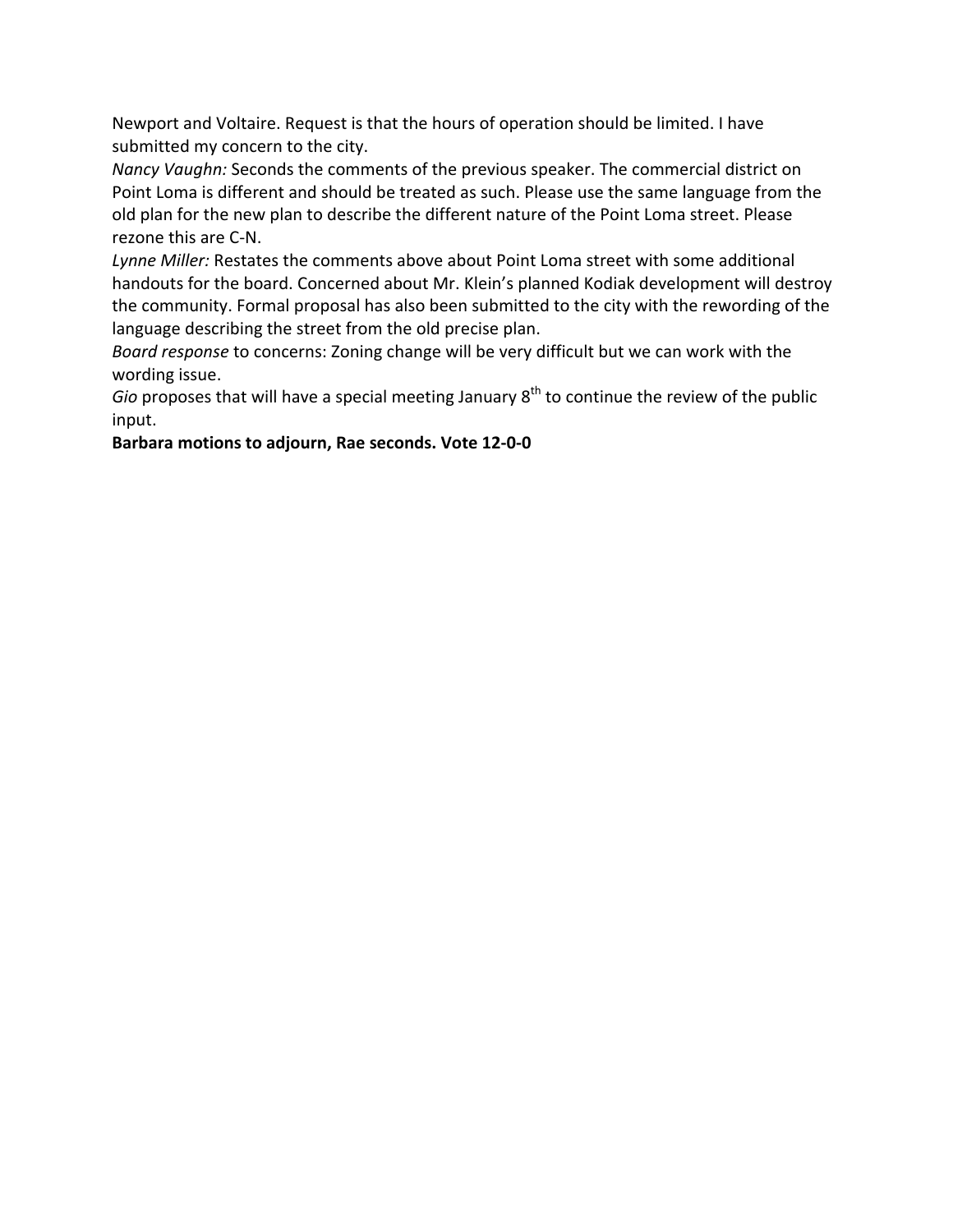Newport and Voltaire. Request is that the hours of operation should be limited. I have submitted my concern to the city.

*Nancy Vaughn:* Seconds the comments of the previous speaker. The commercial district on Point Loma is different and should be treated as such. Please use the same language from the old plan for the new plan to describe the different nature of the Point Loma street. Please rezone this are C-N.

*Lynne Miller:* Restates the comments above about Point Loma street with some additional handouts for the board. Concerned about Mr. Klein's planned Kodiak development will destroy the community. Formal proposal has also been submitted to the city with the rewording of the language describing the street from the old precise plan.

*Board response* to concerns: Zoning change will be very difficult but we can work with the wording issue.

*Gio* proposes that will have a special meeting January 8th to continue the review of the public input.

**Barbara motions to adjourn, Rae seconds. Vote 12-0-0**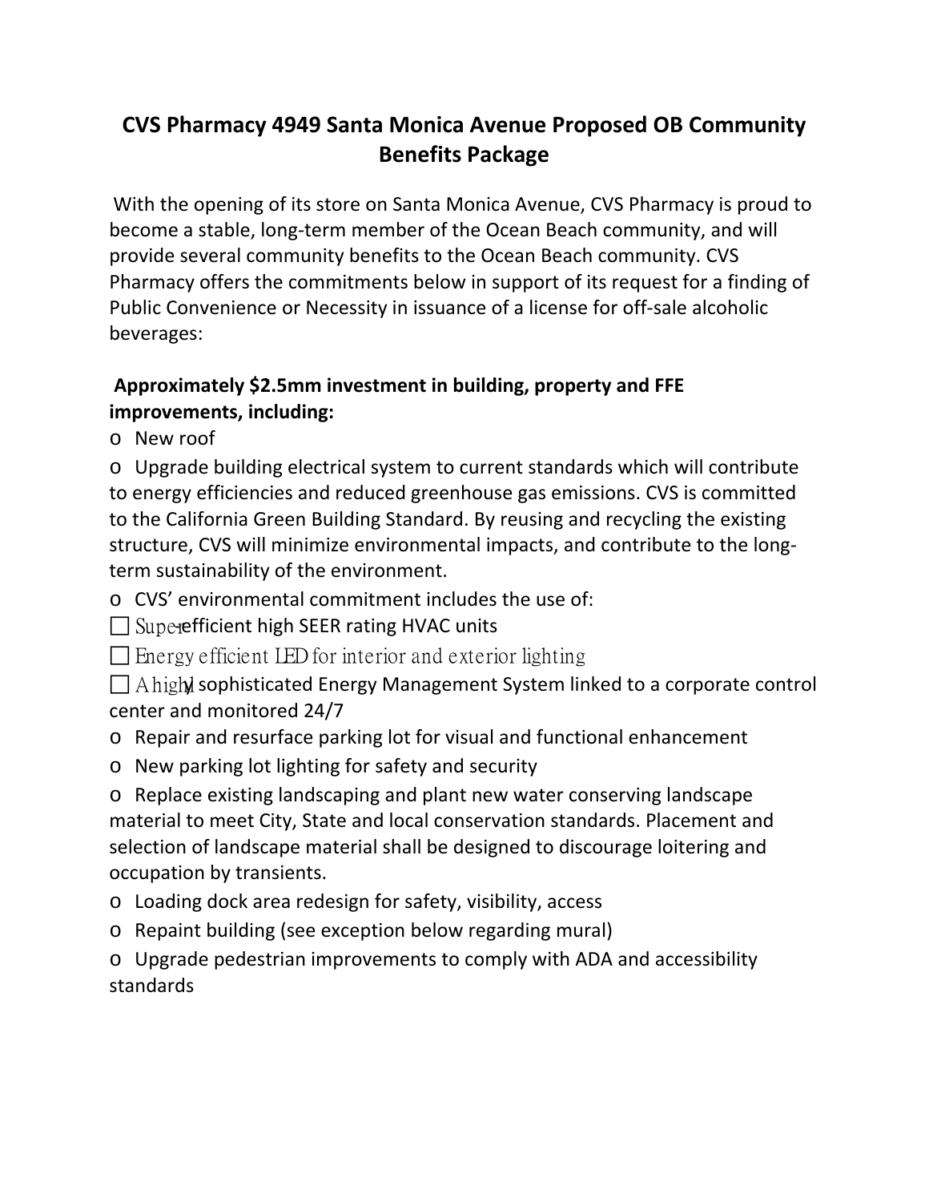# CVS Pharmacy 4949 Santa Monica Avenue Proposed OB Community Benefits Package

With the opening of its store on Santa Monica Avenue, CVS Pharmacy is proud to become a stable, long-term member of the Ocean Beach community, and will provide several community benefits to the Ocean Beach community. CVS Pharmacy offers the commitments below in support of its request for a finding of Public Convenience or Necessity in issuance of a license for off-sale alcoholic beverages:

**Approximately $2.5mm investment in building, property and FFE improvements, including:**

- New roof
- Upgrade building electrical system to current standards which will contribute to energy efficiencies and reduced greenhouse gas emissions. CVS is committed to the California Green Building Standard. By reusing and recycling the existing structure, CVS will minimize environmental impacts, and contribute to the long-term sustainability of the environment.
- CVS' environmental commitment includes the use of:
  - Super-efficient high SEER rating HVAC units
  - Energy efficient LED for interior and exterior lighting
  - A highly sophisticated Energy Management System linked to a corporate control center and monitored 24/7
- Repair and resurface parking lot for visual and functional enhancement
- New parking lot lighting for safety and security
- Replace existing landscaping and plant new water conserving landscape material to meet City, State and local conservation standards. Placement and selection of landscape material shall be designed to discourage loitering and occupation by transients.
- Loading dock area redesign for safety, visibility, access
- Repaint building (see exception below regarding mural)
- Upgrade pedestrian improvements to comply with ADA and accessibility standards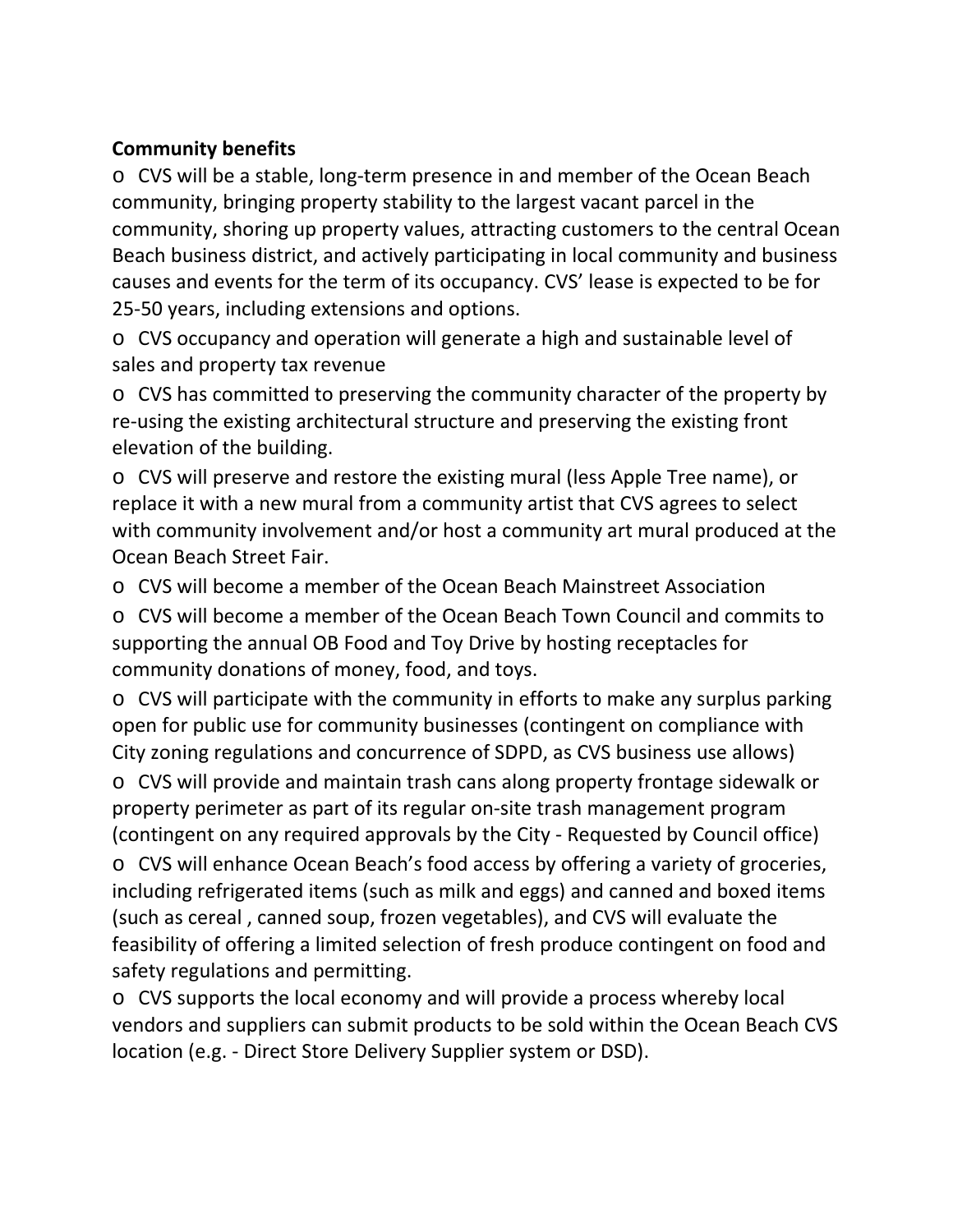**Community benefits**

- CVS will be a stable, long-term presence in and member of the Ocean Beach community, bringing property stability to the largest vacant parcel in the community, shoring up property values, attracting customers to the central Ocean Beach business district, and actively participating in local community and business causes and events for the term of its occupancy. CVS' lease is expected to be for 25-50 years, including extensions and options.
- CVS occupancy and operation will generate a high and sustainable level of sales and property tax revenue
- CVS has committed to preserving the community character of the property by re-using the existing architectural structure and preserving the existing front elevation of the building.
- CVS will preserve and restore the existing mural (less Apple Tree name), or replace it with a new mural from a community artist that CVS agrees to select with community involvement and/or host a community art mural produced at the Ocean Beach Street Fair.
- CVS will become a member of the Ocean Beach Mainstreet Association
- CVS will become a member of the Ocean Beach Town Council and commits to supporting the annual OB Food and Toy Drive by hosting receptacles for community donations of money, food, and toys.
- CVS will participate with the community in efforts to make any surplus parking open for public use for community businesses (contingent on compliance with City zoning regulations and concurrence of SDPD, as CVS business use allows)
- CVS will provide and maintain trash cans along property frontage sidewalk or property perimeter as part of its regular on-site trash management program (contingent on any required approvals by the City - Requested by Council office)
- CVS will enhance Ocean Beach's food access by offering a variety of groceries, including refrigerated items (such as milk and eggs) and canned and boxed items (such as cereal , canned soup, frozen vegetables), and CVS will evaluate the feasibility of offering a limited selection of fresh produce contingent on food and safety regulations and permitting.
- CVS supports the local economy and will provide a process whereby local vendors and suppliers can submit products to be sold within the Ocean Beach CVS location (e.g. - Direct Store Delivery Supplier system or DSD).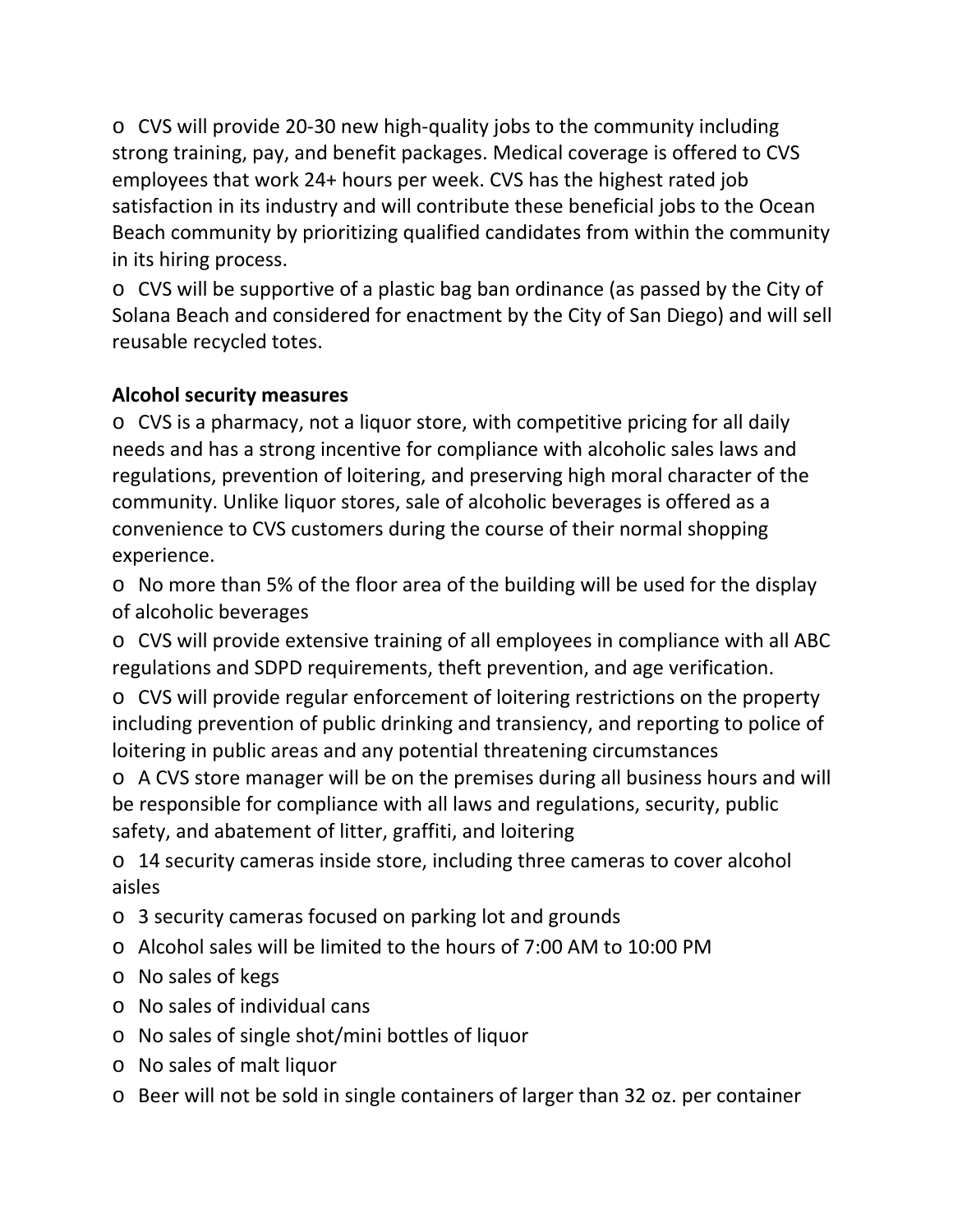- CVS will provide 20-30 new high-quality jobs to the community including strong training, pay, and benefit packages. Medical coverage is offered to CVS employees that work 24+ hours per week. CVS has the highest rated job satisfaction in its industry and will contribute these beneficial jobs to the Ocean Beach community by prioritizing qualified candidates from within the community in its hiring process.
- CVS will be supportive of a plastic bag ban ordinance (as passed by the City of Solana Beach and considered for enactment by the City of San Diego) and will sell reusable recycled totes.

**Alcohol security measures**

- CVS is a pharmacy, not a liquor store, with competitive pricing for all daily needs and has a strong incentive for compliance with alcoholic sales laws and regulations, prevention of loitering, and preserving high moral character of the community. Unlike liquor stores, sale of alcoholic beverages is offered as a convenience to CVS customers during the course of their normal shopping experience.
- No more than 5% of the floor area of the building will be used for the display of alcoholic beverages
- CVS will provide extensive training of all employees in compliance with all ABC regulations and SDPD requirements, theft prevention, and age verification.
- CVS will provide regular enforcement of loitering restrictions on the property including prevention of public drinking and transiency, and reporting to police of loitering in public areas and any potential threatening circumstances
- A CVS store manager will be on the premises during all business hours and will be responsible for compliance with all laws and regulations, security, public safety, and abatement of litter, graffiti, and loitering
- 14 security cameras inside store, including three cameras to cover alcohol aisles
- 3 security cameras focused on parking lot and grounds
- Alcohol sales will be limited to the hours of 7:00 AM to 10:00 PM
- No sales of kegs
- No sales of individual cans
- No sales of single shot/mini bottles of liquor
- No sales of malt liquor
- Beer will not be sold in single containers of larger than 32 oz. per container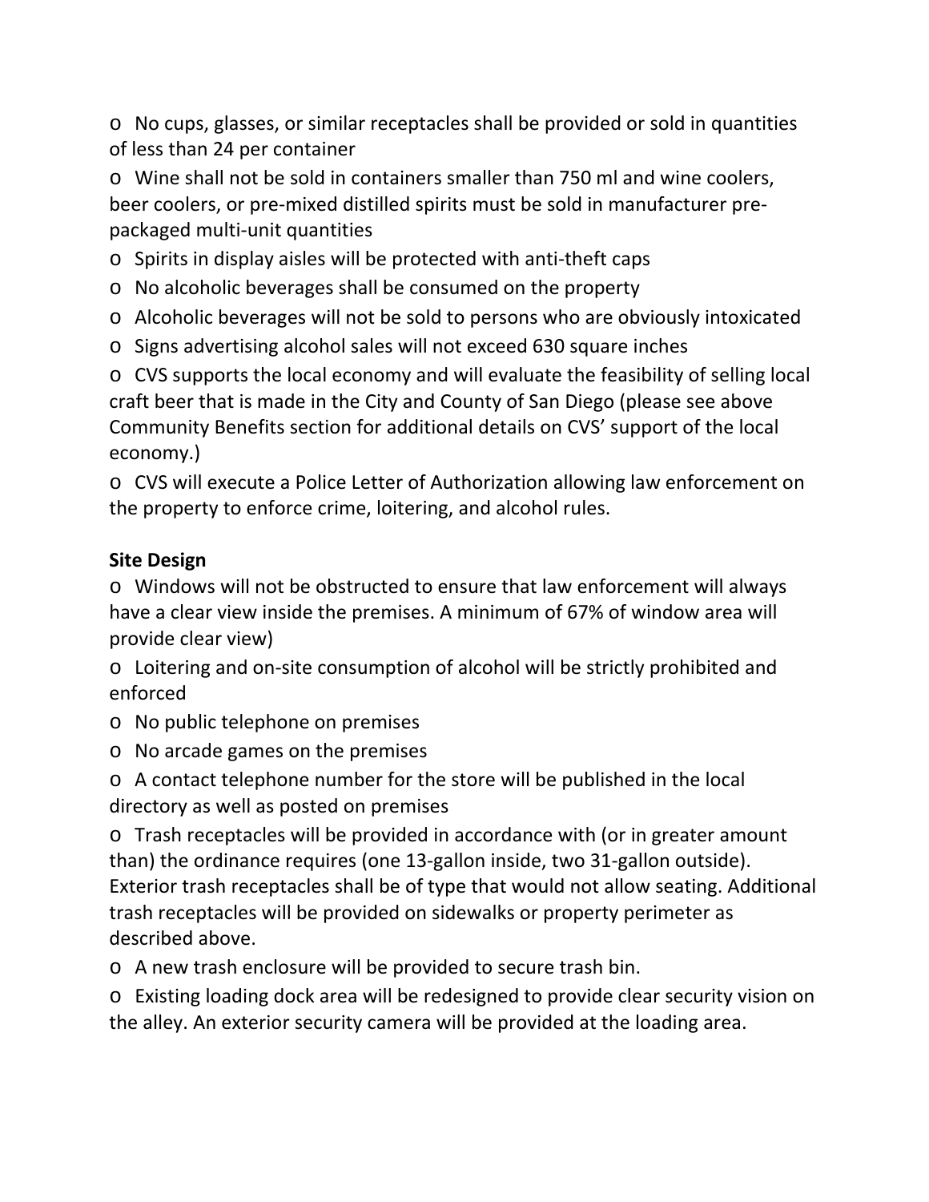- No cups, glasses, or similar receptacles shall be provided or sold in quantities of less than 24 per container
- Wine shall not be sold in containers smaller than 750 ml and wine coolers, beer coolers, or pre-mixed distilled spirits must be sold in manufacturer pre-packaged multi-unit quantities
- Spirits in display aisles will be protected with anti-theft caps
- No alcoholic beverages shall be consumed on the property
- Alcoholic beverages will not be sold to persons who are obviously intoxicated
- Signs advertising alcohol sales will not exceed 630 square inches
- CVS supports the local economy and will evaluate the feasibility of selling local craft beer that is made in the City and County of San Diego (please see above Community Benefits section for additional details on CVS' support of the local economy.)
- CVS will execute a Police Letter of Authorization allowing law enforcement on the property to enforce crime, loitering, and alcohol rules.

**Site Design**

- Windows will not be obstructed to ensure that law enforcement will always have a clear view inside the premises. A minimum of 67% of window area will provide clear view)
- Loitering and on-site consumption of alcohol will be strictly prohibited and enforced
- No public telephone on premises
- No arcade games on the premises
- A contact telephone number for the store will be published in the local directory as well as posted on premises
- Trash receptacles will be provided in accordance with (or in greater amount than) the ordinance requires (one 13-gallon inside, two 31-gallon outside). Exterior trash receptacles shall be of type that would not allow seating. Additional trash receptacles will be provided on sidewalks or property perimeter as described above.
- A new trash enclosure will be provided to secure trash bin.
- Existing loading dock area will be redesigned to provide clear security vision on the alley. An exterior security camera will be provided at the loading area.